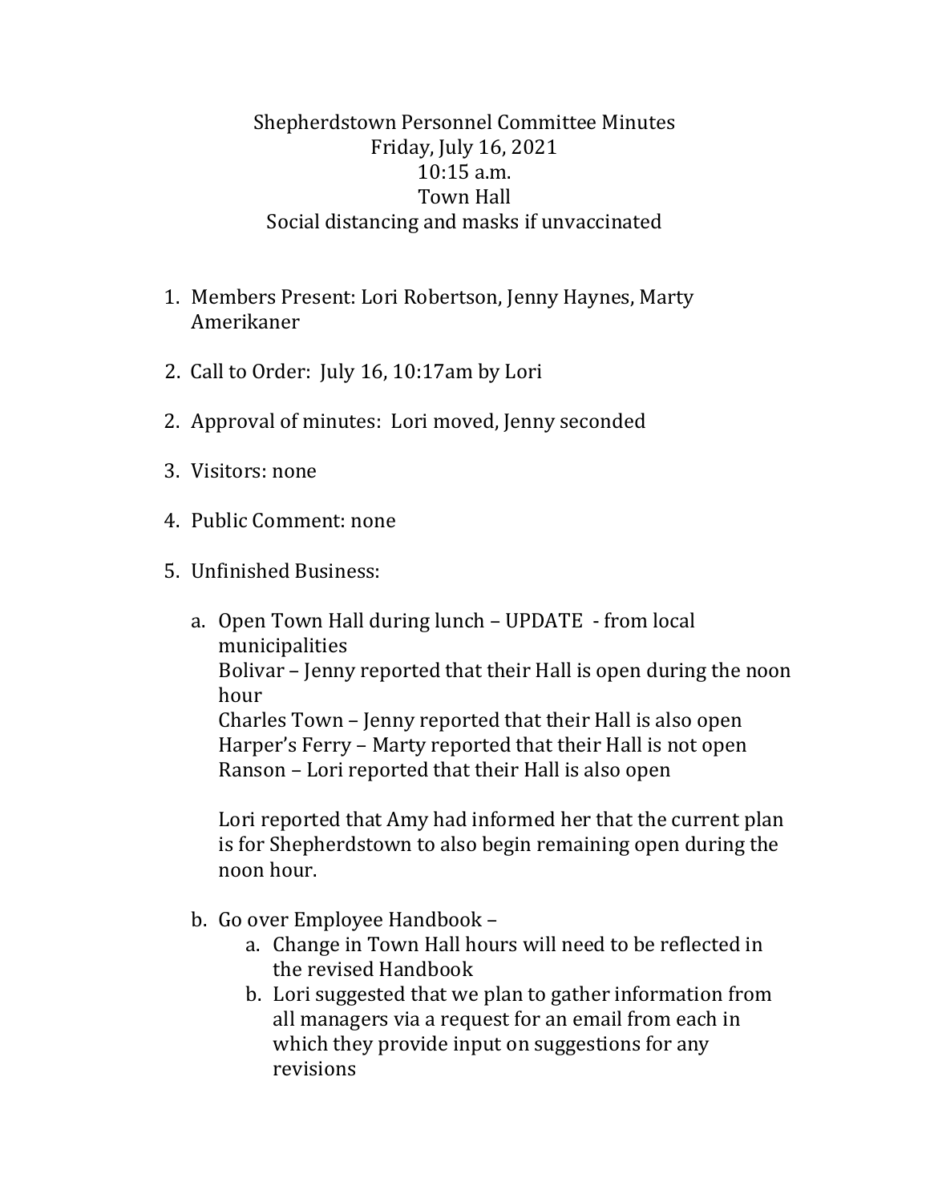Shepherdstown Personnel Committee Minutes
Friday, July 16, 2021
10:15 a.m.
Town Hall
Social distancing and masks if unvaccinated

1. Members Present: Lori Robertson, Jenny Haynes, Marty Amerikaner

2. Call to Order: July 16, 10:17am by Lori

2. Approval of minutes: Lori moved, Jenny seconded

3. Visitors: none

4. Public Comment: none

5. Unfinished Business:

   a. Open Town Hall during lunch – UPDATE - from local municipalities
      Bolivar – Jenny reported that their Hall is open during the noon hour
      Charles Town – Jenny reported that their Hall is also open
      Harper's Ferry – Marty reported that their Hall is not open
      Ranson – Lori reported that their Hall is also open

      Lori reported that Amy had informed her that the current plan is for Shepherdstown to also begin remaining open during the noon hour.

   b. Go over Employee Handbook –
      a. Change in Town Hall hours will need to be reflected in the revised Handbook
      b. Lori suggested that we plan to gather information from all managers via a request for an email from each in which they provide input on suggestions for any revisions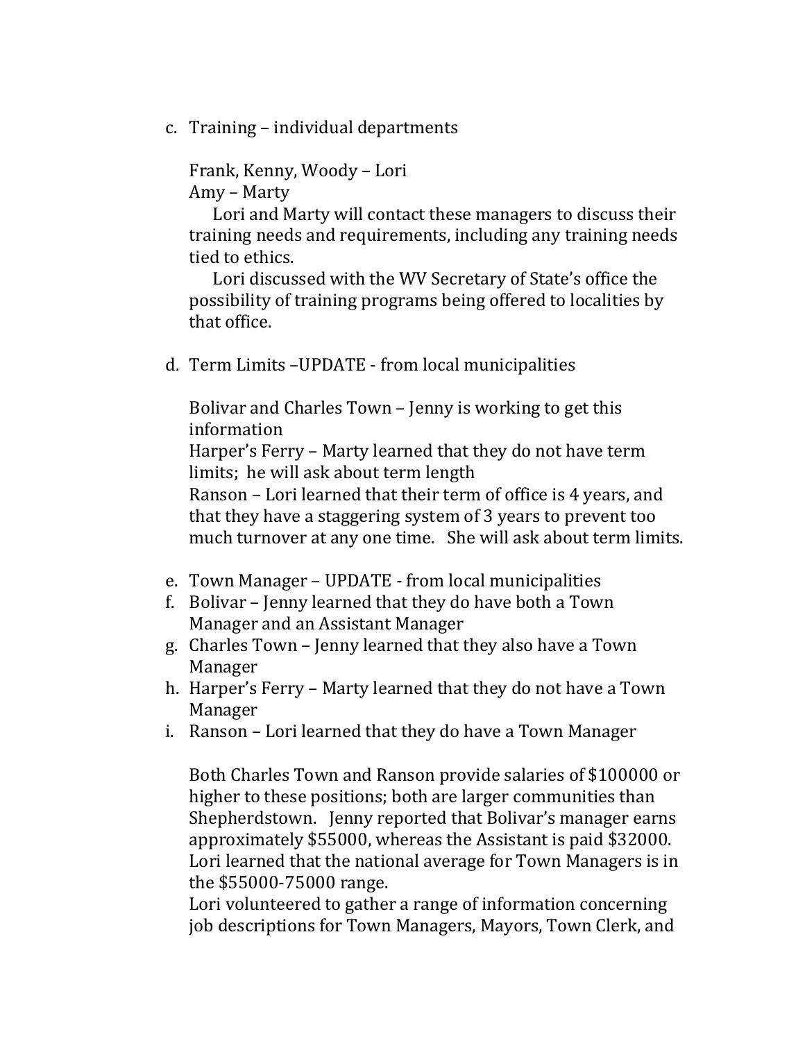c. Training – individual departments

   Frank, Kenny, Woody – Lori
   Amy – Marty
   Lori and Marty will contact these managers to discuss their training needs and requirements, including any training needs tied to ethics.
   Lori discussed with the WV Secretary of State's office the possibility of training programs being offered to localities by that office.

d. Term Limits –UPDATE - from local municipalities

   Bolivar and Charles Town – Jenny is working to get this information
   Harper's Ferry – Marty learned that they do not have term limits; he will ask about term length
   Ranson – Lori learned that their term of office is 4 years, and that they have a staggering system of 3 years to prevent too much turnover at any one time. She will ask about term limits.

e. Town Manager – UPDATE - from local municipalities
f. Bolivar – Jenny learned that they do have both a Town Manager and an Assistant Manager
g. Charles Town – Jenny learned that they also have a Town Manager
h. Harper's Ferry – Marty learned that they do not have a Town Manager
i. Ranson – Lori learned that they do have a Town Manager

   Both Charles Town and Ranson provide salaries of $100000 or higher to these positions; both are larger communities than Shepherdstown. Jenny reported that Bolivar's manager earns approximately $55000, whereas the Assistant is paid $32000. Lori learned that the national average for Town Managers is in the $55000-75000 range.
   Lori volunteered to gather a range of information concerning job descriptions for Town Managers, Mayors, Town Clerk, and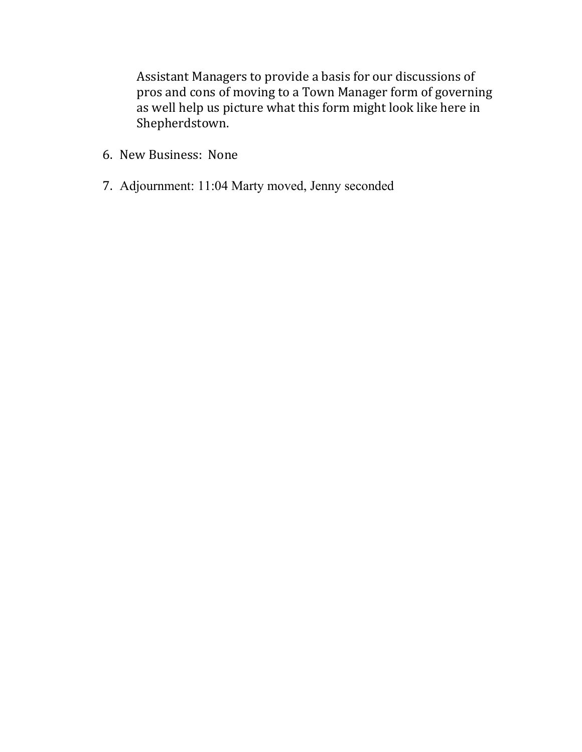Assistant Managers to provide a basis for our discussions of pros and cons of moving to a Town Manager form of governing as well help us picture what this form might look like here in Shepherdstown.

6. New Business: None

7. Adjournment: 11:04 Marty moved, Jenny seconded